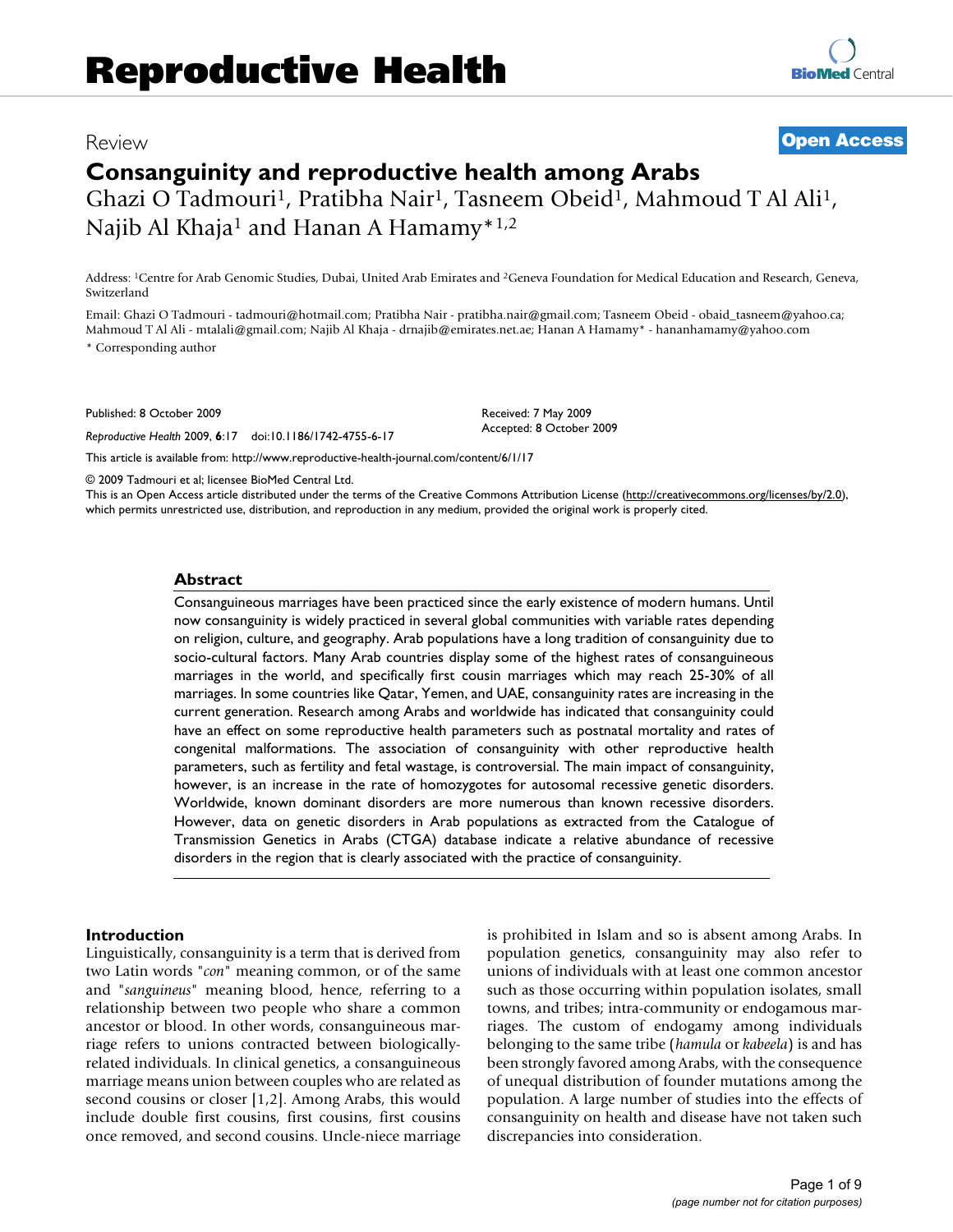# Reproductive Health

Review

**Open Access**

# Consanguinity and reproductive health among Arabs

Ghazi O Tadmouri[1], Pratibha Nair[1], Tasneem Obeid[1], Mahmoud T Al Ali[1], Najib Al Khaja[1] and Hanan A Hamamy*[1,2]

Address: [1]Centre for Arab Genomic Studies, Dubai, United Arab Emirates and [2]Geneva Foundation for Medical Education and Research, Geneva, Switzerland

Email: Ghazi O Tadmouri - tadmouri@hotmail.com; Pratibha Nair - pratibha.nair@gmail.com; Tasneem Obeid - obaid_tasneem@yahoo.ca; Mahmoud T Al Ali - mtalali@gmail.com; Najib Al Khaja - drnajib@emirates.net.ae; Hanan A Hamamy* - hananhamamy@yahoo.com

* Corresponding author

Published: 8 October 2009

*Reproductive Health* 2009, **6**:17 doi:10.1186/1742-4755-6-17

Received: 7 May 2009

Accepted: 8 October 2009

This article is available from: http://www.reproductive-health-journal.com/content/6/1/17

© 2009 Tadmouri et al; licensee BioMed Central Ltd.

This is an Open Access article distributed under the terms of the Creative Commons Attribution License (http://creativecommons.org/licenses/by/2.0), which permits unrestricted use, distribution, and reproduction in any medium, provided the original work is properly cited.

## Abstract

Consanguineous marriages have been practiced since the early existence of modern humans. Until now consanguinity is widely practiced in several global communities with variable rates depending on religion, culture, and geography. Arab populations have a long tradition of consanguinity due to socio-cultural factors. Many Arab countries display some of the highest rates of consanguineous marriages in the world, and specifically first cousin marriages which may reach 25-30% of all marriages. In some countries like Qatar, Yemen, and UAE, consanguinity rates are increasing in the current generation. Research among Arabs and worldwide has indicated that consanguinity could have an effect on some reproductive health parameters such as postnatal mortality and rates of congenital malformations. The association of consanguinity with other reproductive health parameters, such as fertility and fetal wastage, is controversial. The main impact of consanguinity, however, is an increase in the rate of homozygotes for autosomal recessive genetic disorders. Worldwide, known dominant disorders are more numerous than known recessive disorders. However, data on genetic disorders in Arab populations as extracted from the Catalogue of Transmission Genetics in Arabs (CTGA) database indicate a relative abundance of recessive disorders in the region that is clearly associated with the practice of consanguinity.

## Introduction

Linguistically, consanguinity is a term that is derived from two Latin words "*con*" meaning common, or of the same and "*sanguineus*" meaning blood, hence, referring to a relationship between two people who share a common ancestor or blood. In other words, consanguineous marriage refers to unions contracted between biologically-related individuals. In clinical genetics, a consanguineous marriage means union between couples who are related as second cousins or closer [1,2]. Among Arabs, this would include double first cousins, first cousins, first cousins once removed, and second cousins. Uncle-niece marriage is prohibited in Islam and so is absent among Arabs. In population genetics, consanguinity may also refer to unions of individuals with at least one common ancestor such as those occurring within population isolates, small towns, and tribes; intra-community or endogamous marriages. The custom of endogamy among individuals belonging to the same tribe (*hamula* or *kabeela*) is and has been strongly favored among Arabs, with the consequence of unequal distribution of founder mutations among the population. A large number of studies into the effects of consanguinity on health and disease have not taken such discrepancies into consideration.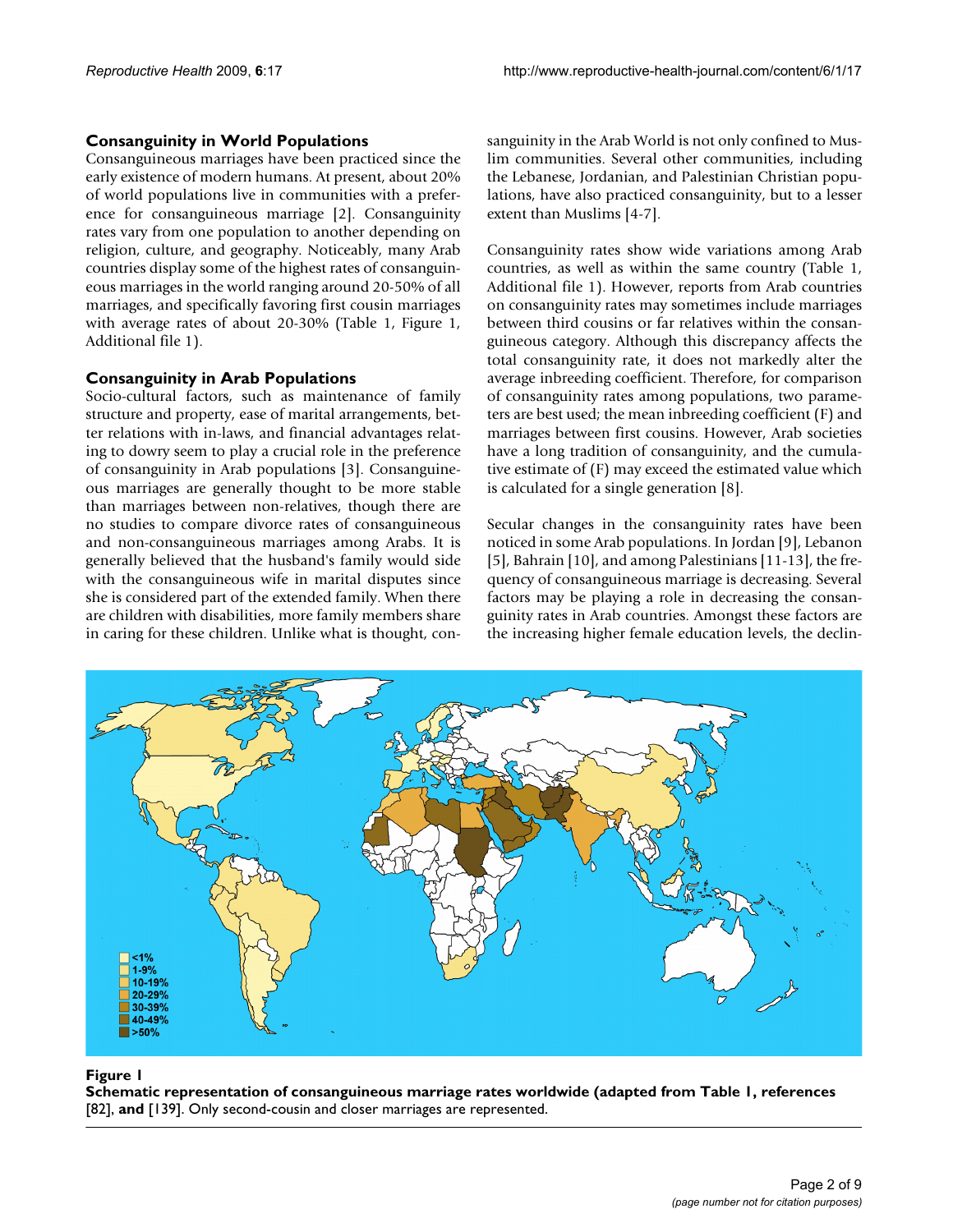## Consanguinity in World Populations

Consanguineous marriages have been practiced since the early existence of modern humans. At present, about 20% of world populations live in communities with a preference for consanguineous marriage [2]. Consanguinity rates vary from one population to another depending on religion, culture, and geography. Noticeably, many Arab countries display some of the highest rates of consanguineous marriages in the world ranging around 20-50% of all marriages, and specifically favoring first cousin marriages with average rates of about 20-30% (Table 1, Figure 1, Additional file 1).

## Consanguinity in Arab Populations

Socio-cultural factors, such as maintenance of family structure and property, ease of marital arrangements, better relations with in-laws, and financial advantages relating to dowry seem to play a crucial role in the preference of consanguinity in Arab populations [3]. Consanguineous marriages are generally thought to be more stable than marriages between non-relatives, though there are no studies to compare divorce rates of consanguineous and non-consanguineous marriages among Arabs. It is generally believed that the husband's family would side with the consanguineous wife in marital disputes since she is considered part of the extended family. When there are children with disabilities, more family members share in caring for these children. Unlike what is thought, consanguinity in the Arab World is not only confined to Muslim communities. Several other communities, including the Lebanese, Jordanian, and Palestinian Christian populations, have also practiced consanguinity, but to a lesser extent than Muslims [4-7].

Consanguinity rates show wide variations among Arab countries, as well as within the same country (Table 1, Additional file 1). However, reports from Arab countries on consanguinity rates may sometimes include marriages between third cousins or far relatives within the consanguineous category. Although this discrepancy affects the total consanguinity rate, it does not markedly alter the average inbreeding coefficient. Therefore, for comparison of consanguinity rates among populations, two parameters are best used; the mean inbreeding coefficient (F) and marriages between first cousins. However, Arab societies have a long tradition of consanguinity, and the cumulative estimate of (F) may exceed the estimated value which is calculated for a single generation [8].

Secular changes in the consanguinity rates have been noticed in some Arab populations. In Jordan [9], Lebanon [5], Bahrain [10], and among Palestinians [11-13], the frequency of consanguineous marriage is decreasing. Several factors may be playing a role in decreasing the consanguinity rates in Arab countries. Amongst these factors are the increasing higher female education levels, the declin-

**Figure 1**
**Schematic representation of consanguineous marriage rates worldwide (adapted from Table 1, references** [82], **and** [139]. Only second-cousin and closer marriages are represented.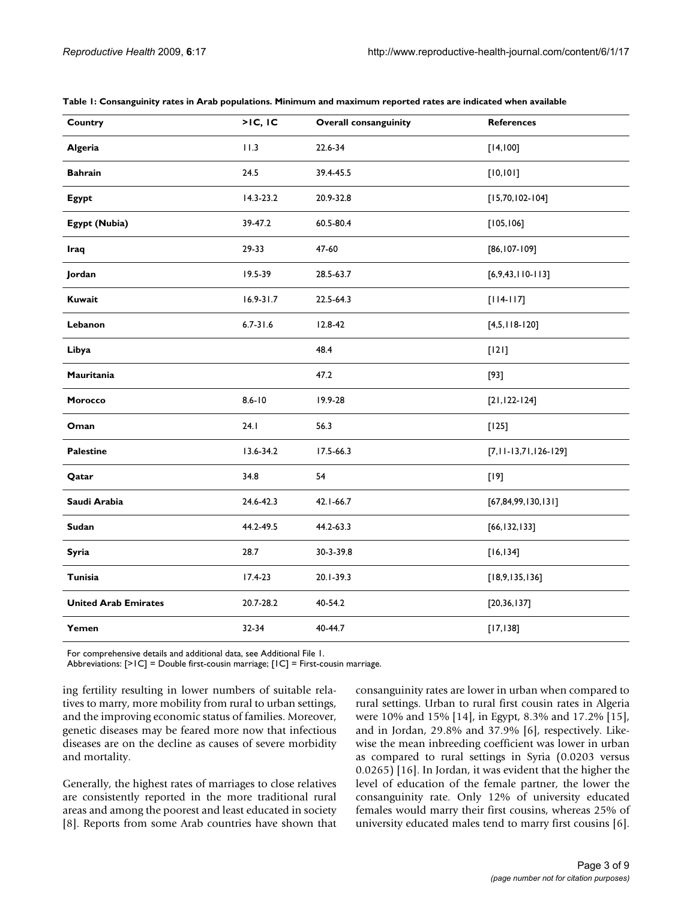**Table 1: Consanguinity rates in Arab populations. Minimum and maximum reported rates are indicated when available**

| Country | >1C, 1C | Overall consanguinity | References |
| --- | --- | --- | --- |
| **Algeria** | 11.3 | 22.6-34 | [14,100] |
| **Bahrain** | 24.5 | 39.4-45.5 | [10,101] |
| **Egypt** | 14.3-23.2 | 20.9-32.8 | [15,70,102-104] |
| **Egypt (Nubia)** | 39-47.2 | 60.5-80.4 | [105,106] |
| **Iraq** | 29-33 | 47-60 | [86,107-109] |
| **Jordan** | 19.5-39 | 28.5-63.7 | [6,9,43,110-113] |
| **Kuwait** | 16.9-31.7 | 22.5-64.3 | [114-117] |
| **Lebanon** | 6.7-31.6 | 12.8-42 | [4,5,118-120] |
| **Libya** | | 48.4 | [121] |
| **Mauritania** | | 47.2 | [93] |
| **Morocco** | 8.6-10 | 19.9-28 | [21,122-124] |
| **Oman** | 24.1 | 56.3 | [125] |
| **Palestine** | 13.6-34.2 | 17.5-66.3 | [7,11-13,71,126-129] |
| **Qatar** | 34.8 | 54 | [19] |
| **Saudi Arabia** | 24.6-42.3 | 42.1-66.7 | [67,84,99,130,131] |
| **Sudan** | 44.2-49.5 | 44.2-63.3 | [66,132,133] |
| **Syria** | 28.7 | 30-3-39.8 | [16,134] |
| **Tunisia** | 17.4-23 | 20.1-39.3 | [18,9,135,136] |
| **United Arab Emirates** | 20.7-28.2 | 40-54.2 | [20,36,137] |
| **Yemen** | 32-34 | 40-44.7 | [17,138] |

For comprehensive details and additional data, see Additional File 1.
Abbreviations: [>1C] = Double first-cousin marriage; [1C] = First-cousin marriage.

ing fertility resulting in lower numbers of suitable relatives to marry, more mobility from rural to urban settings, and the improving economic status of families. Moreover, genetic diseases may be feared more now that infectious diseases are on the decline as causes of severe morbidity and mortality.

Generally, the highest rates of marriages to close relatives are consistently reported in the more traditional rural areas and among the poorest and least educated in society [8]. Reports from some Arab countries have shown that consanguinity rates are lower in urban when compared to rural settings. Urban to rural first cousin rates in Algeria were 10% and 15% [14], in Egypt, 8.3% and 17.2% [15], and in Jordan, 29.8% and 37.9% [6], respectively. Likewise the mean inbreeding coefficient was lower in urban as compared to rural settings in Syria (0.0203 versus 0.0265) [16]. In Jordan, it was evident that the higher the level of education of the female partner, the lower the consanguinity rate. Only 12% of university educated females would marry their first cousins, whereas 25% of university educated males tend to marry first cousins [6].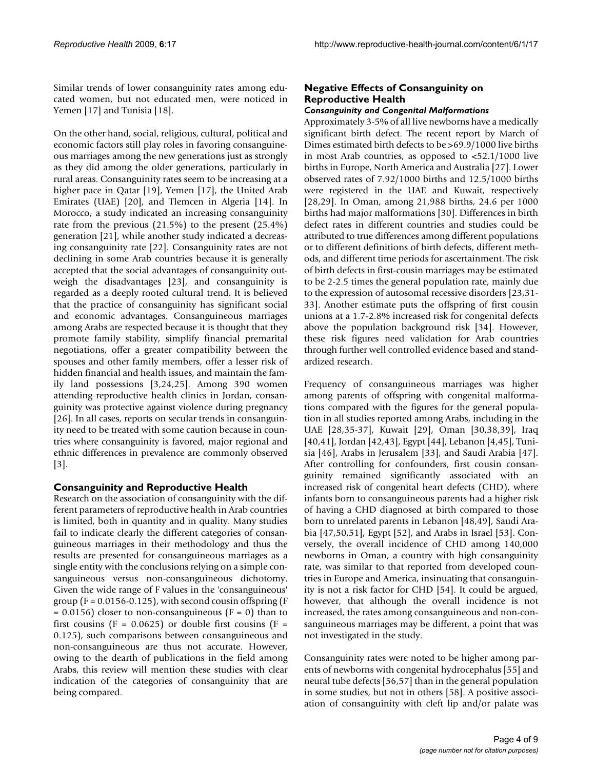Similar trends of lower consanguinity rates among educated women, but not educated men, were noticed in Yemen [17] and Tunisia [18].

On the other hand, social, religious, cultural, political and economic factors still play roles in favoring consanguineous marriages among the new generations just as strongly as they did among the older generations, particularly in rural areas. Consanguinity rates seem to be increasing at a higher pace in Qatar [19], Yemen [17], the United Arab Emirates (UAE) [20], and Tlemcen in Algeria [14]. In Morocco, a study indicated an increasing consanguinity rate from the previous (21.5%) to the present (25.4%) generation [21], while another study indicated a decreasing consanguinity rate [22]. Consanguinity rates are not declining in some Arab countries because it is generally accepted that the social advantages of consanguinity outweigh the disadvantages [23], and consanguinity is regarded as a deeply rooted cultural trend. It is believed that the practice of consanguinity has significant social and economic advantages. Consanguineous marriages among Arabs are respected because it is thought that they promote family stability, simplify financial premarital negotiations, offer a greater compatibility between the spouses and other family members, offer a lesser risk of hidden financial and health issues, and maintain the family land possessions [3,24,25]. Among 390 women attending reproductive health clinics in Jordan, consanguinity was protective against violence during pregnancy [26]. In all cases, reports on secular trends in consanguinity need to be treated with some caution because in countries where consanguinity is favored, major regional and ethnic differences in prevalence are commonly observed [3].

## Consanguinity and Reproductive Health

Research on the association of consanguinity with the different parameters of reproductive health in Arab countries is limited, both in quantity and in quality. Many studies fail to indicate clearly the different categories of consanguineous marriages in their methodology and thus the results are presented for consanguineous marriages as a single entity with the conclusions relying on a simple consanguineous versus non-consanguineous dichotomy. Given the wide range of F values in the 'consanguineous' group ($F = 0.0156$-$0.125$), with second cousin offspring ($F = 0.0156$) closer to non-consanguineous ($F = 0$) than to first cousins ($F = 0.0625$) or double first cousins ($F = 0.125$), such comparisons between consanguineous and non-consanguineous are thus not accurate. However, owing to the dearth of publications in the field among Arabs, this review will mention these studies with clear indication of the categories of consanguinity that are being compared.

## Negative Effects of Consanguinity on Reproductive Health

### *Consanguinity and Congenital Malformations*

Approximately 3-5% of all live newborns have a medically significant birth defect. The recent report by March of Dimes estimated birth defects to be >69.9/1000 live births in most Arab countries, as opposed to <52.1/1000 live births in Europe, North America and Australia [27]. Lower observed rates of 7.92/1000 births and 12.5/1000 births were registered in the UAE and Kuwait, respectively [28,29]. In Oman, among 21,988 births, 24.6 per 1000 births had major malformations [30]. Differences in birth defect rates in different countries and studies could be attributed to true differences among different populations or to different definitions of birth defects, different methods, and different time periods for ascertainment. The risk of birth defects in first-cousin marriages may be estimated to be 2-2.5 times the general population rate, mainly due to the expression of autosomal recessive disorders [23,31-33]. Another estimate puts the offspring of first cousin unions at a 1.7-2.8% increased risk for congenital defects above the population background risk [34]. However, these risk figures need validation for Arab countries through further well controlled evidence based and standardized research.

Frequency of consanguineous marriages was higher among parents of offspring with congenital malformations compared with the figures for the general population in all studies reported among Arabs, including in the UAE [28,35-37], Kuwait [29], Oman [30,38,39], Iraq [40,41], Jordan [42,43], Egypt [44], Lebanon [4,45], Tunisia [46], Arabs in Jerusalem [33], and Saudi Arabia [47]. After controlling for confounders, first cousin consanguinity remained significantly associated with an increased risk of congenital heart defects (CHD), where infants born to consanguineous parents had a higher risk of having a CHD diagnosed at birth compared to those born to unrelated parents in Lebanon [48,49], Saudi Arabia [47,50,51], Egypt [52], and Arabs in Israel [53]. Conversely, the overall incidence of CHD among 140,000 newborns in Oman, a country with high consanguinity rate, was similar to that reported from developed countries in Europe and America, insinuating that consanguinity is not a risk factor for CHD [54]. It could be argued, however, that although the overall incidence is not increased, the rates among consanguineous and non-consanguineous marriages may be different, a point that was not investigated in the study.

Consanguinity rates were noted to be higher among parents of newborns with congenital hydrocephalus [55] and neural tube defects [56,57] than in the general population in some studies, but not in others [58]. A positive association of consanguinity with cleft lip and/or palate was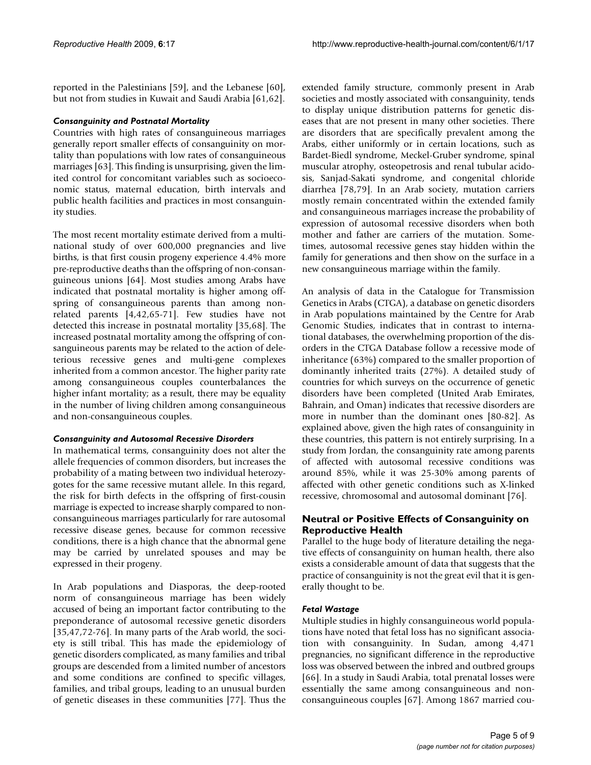reported in the Palestinians [59], and the Lebanese [60], but not from studies in Kuwait and Saudi Arabia [61,62].

### *Consanguinity and Postnatal Mortality*

Countries with high rates of consanguineous marriages generally report smaller effects of consanguinity on mortality than populations with low rates of consanguineous marriages [63]. This finding is unsurprising, given the limited control for concomitant variables such as socioeconomic status, maternal education, birth intervals and public health facilities and practices in most consanguinity studies.

The most recent mortality estimate derived from a multinational study of over 600,000 pregnancies and live births, is that first cousin progeny experience 4.4% more pre-reproductive deaths than the offspring of non-consanguineous unions [64]. Most studies among Arabs have indicated that postnatal mortality is higher among offspring of consanguineous parents than among nonrelated parents [4,42,65-71]. Few studies have not detected this increase in postnatal mortality [35,68]. The increased postnatal mortality among the offspring of consanguineous parents may be related to the action of deleterious recessive genes and multi-gene complexes inherited from a common ancestor. The higher parity rate among consanguineous couples counterbalances the higher infant mortality; as a result, there may be equality in the number of living children among consanguineous and non-consanguineous couples.

### *Consanguinity and Autosomal Recessive Disorders*

In mathematical terms, consanguinity does not alter the allele frequencies of common disorders, but increases the probability of a mating between two individual heterozygotes for the same recessive mutant allele. In this regard, the risk for birth defects in the offspring of first-cousin marriage is expected to increase sharply compared to non-consanguineous marriages particularly for rare autosomal recessive disease genes, because for common recessive conditions, there is a high chance that the abnormal gene may be carried by unrelated spouses and may be expressed in their progeny.

In Arab populations and Diasporas, the deep-rooted norm of consanguineous marriage has been widely accused of being an important factor contributing to the preponderance of autosomal recessive genetic disorders [35,47,72-76]. In many parts of the Arab world, the society is still tribal. This has made the epidemiology of genetic disorders complicated, as many families and tribal groups are descended from a limited number of ancestors and some conditions are confined to specific villages, families, and tribal groups, leading to an unusual burden of genetic diseases in these communities [77]. Thus the extended family structure, commonly present in Arab societies and mostly associated with consanguinity, tends to display unique distribution patterns for genetic diseases that are not present in many other societies. There are disorders that are specifically prevalent among the Arabs, either uniformly or in certain locations, such as Bardet-Biedl syndrome, Meckel-Gruber syndrome, spinal muscular atrophy, osteopetrosis and renal tubular acidosis, Sanjad-Sakati syndrome, and congenital chloride diarrhea [78,79]. In an Arab society, mutation carriers mostly remain concentrated within the extended family and consanguineous marriages increase the probability of expression of autosomal recessive disorders when both mother and father are carriers of the mutation. Sometimes, autosomal recessive genes stay hidden within the family for generations and then show on the surface in a new consanguineous marriage within the family.

An analysis of data in the Catalogue for Transmission Genetics in Arabs (CTGA), a database on genetic disorders in Arab populations maintained by the Centre for Arab Genomic Studies, indicates that in contrast to international databases, the overwhelming proportion of the disorders in the CTGA Database follow a recessive mode of inheritance (63%) compared to the smaller proportion of dominantly inherited traits (27%). A detailed study of countries for which surveys on the occurrence of genetic disorders have been completed (United Arab Emirates, Bahrain, and Oman) indicates that recessive disorders are more in number than the dominant ones [80-82]. As explained above, given the high rates of consanguinity in these countries, this pattern is not entirely surprising. In a study from Jordan, the consanguinity rate among parents of affected with autosomal recessive conditions was around 85%, while it was 25-30% among parents of affected with other genetic conditions such as X-linked recessive, chromosomal and autosomal dominant [76].

## Neutral or Positive Effects of Consanguinity on Reproductive Health

Parallel to the huge body of literature detailing the negative effects of consanguinity on human health, there also exists a considerable amount of data that suggests that the practice of consanguinity is not the great evil that it is generally thought to be.

### *Fetal Wastage*

Multiple studies in highly consanguineous world populations have noted that fetal loss has no significant association with consanguinity. In Sudan, among 4,471 pregnancies, no significant difference in the reproductive loss was observed between the inbred and outbred groups [66]. In a study in Saudi Arabia, total prenatal losses were essentially the same among consanguineous and non-consanguineous couples [67]. Among 1867 married cou-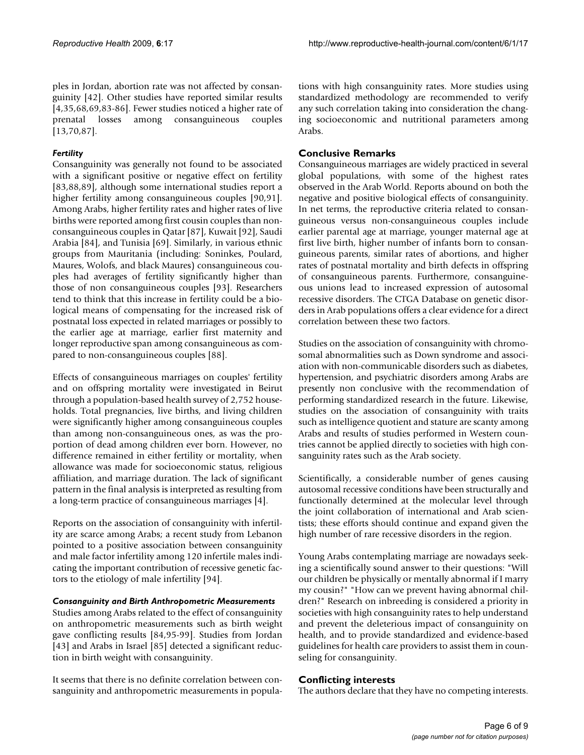ples in Jordan, abortion rate was not affected by consanguinity [42]. Other studies have reported similar results [4,35,68,69,83-86]. Fewer studies noticed a higher rate of prenatal losses among consanguineous couples [13,70,87].

#### *Fertility*

Consanguinity was generally not found to be associated with a significant positive or negative effect on fertility [83,88,89], although some international studies report a higher fertility among consanguineous couples [90,91]. Among Arabs, higher fertility rates and higher rates of live births were reported among first cousin couples than non-consanguineous couples in Qatar [87], Kuwait [92], Saudi Arabia [84], and Tunisia [69]. Similarly, in various ethnic groups from Mauritania (including: Soninkes, Poulard, Maures, Wolofs, and black Maures) consanguineous couples had averages of fertility significantly higher than those of non consanguineous couples [93]. Researchers tend to think that this increase in fertility could be a biological means of compensating for the increased risk of postnatal loss expected in related marriages or possibly to the earlier age at marriage, earlier first maternity and longer reproductive span among consanguineous as compared to non-consanguineous couples [88].

Effects of consanguineous marriages on couples' fertility and on offspring mortality were investigated in Beirut through a population-based health survey of 2,752 households. Total pregnancies, live births, and living children were significantly higher among consanguineous couples than among non-consanguineous ones, as was the proportion of dead among children ever born. However, no difference remained in either fertility or mortality, when allowance was made for socioeconomic status, religious affiliation, and marriage duration. The lack of significant pattern in the final analysis is interpreted as resulting from a long-term practice of consanguineous marriages [4].

Reports on the association of consanguinity with infertility are scarce among Arabs; a recent study from Lebanon pointed to a positive association between consanguinity and male factor infertility among 120 infertile males indicating the important contribution of recessive genetic factors to the etiology of male infertility [94].

#### *Consanguinity and Birth Anthropometric Measurements*

Studies among Arabs related to the effect of consanguinity on anthropometric measurements such as birth weight gave conflicting results [84,95-99]. Studies from Jordan [43] and Arabs in Israel [85] detected a significant reduction in birth weight with consanguinity.

It seems that there is no definite correlation between consanguinity and anthropometric measurements in populations with high consanguinity rates. More studies using standardized methodology are recommended to verify any such correlation taking into consideration the changing socioeconomic and nutritional parameters among Arabs.

## Conclusive Remarks

Consanguineous marriages are widely practiced in several global populations, with some of the highest rates observed in the Arab World. Reports abound on both the negative and positive biological effects of consanguinity. In net terms, the reproductive criteria related to consanguineous versus non-consanguineous couples include earlier parental age at marriage, younger maternal age at first live birth, higher number of infants born to consanguineous parents, similar rates of abortions, and higher rates of postnatal mortality and birth defects in offspring of consanguineous parents. Furthermore, consanguineous unions lead to increased expression of autosomal recessive disorders. The CTGA Database on genetic disorders in Arab populations offers a clear evidence for a direct correlation between these two factors.

Studies on the association of consanguinity with chromosomal abnormalities such as Down syndrome and association with non-communicable disorders such as diabetes, hypertension, and psychiatric disorders among Arabs are presently non conclusive with the recommendation of performing standardized research in the future. Likewise, studies on the association of consanguinity with traits such as intelligence quotient and stature are scanty among Arabs and results of studies performed in Western countries cannot be applied directly to societies with high consanguinity rates such as the Arab society.

Scientifically, a considerable number of genes causing autosomal recessive conditions have been structurally and functionally determined at the molecular level through the joint collaboration of international and Arab scientists; these efforts should continue and expand given the high number of rare recessive disorders in the region.

Young Arabs contemplating marriage are nowadays seeking a scientifically sound answer to their questions: "Will our children be physically or mentally abnormal if I marry my cousin?" "How can we prevent having abnormal children?" Research on inbreeding is considered a priority in societies with high consanguinity rates to help understand and prevent the deleterious impact of consanguinity on health, and to provide standardized and evidence-based guidelines for health care providers to assist them in counseling for consanguinity.

## Conflicting interests

The authors declare that they have no competing interests.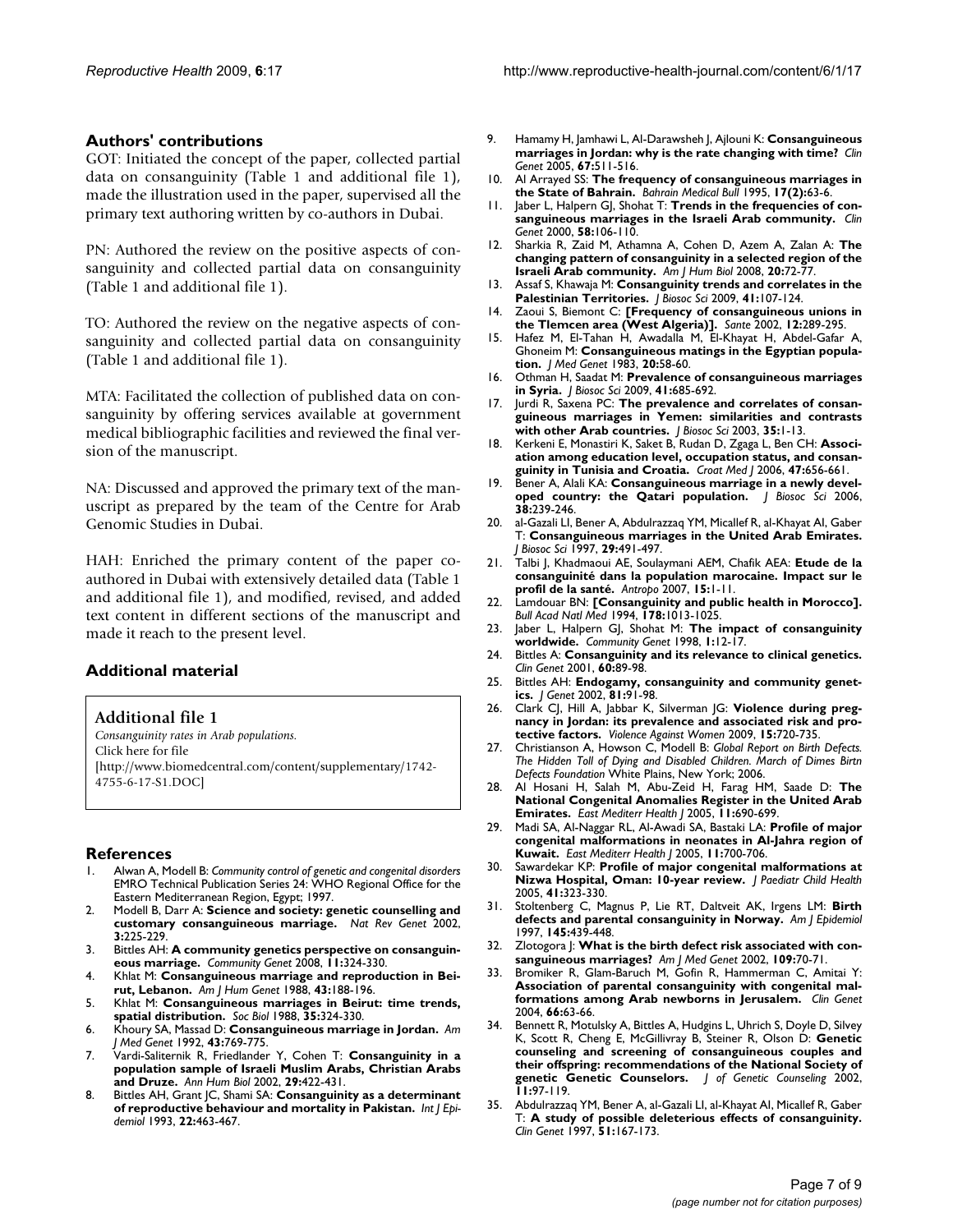## Authors' contributions

GOT: Initiated the concept of the paper, collected partial data on consanguinity (Table 1 and additional file 1), made the illustration used in the paper, supervised all the primary text authoring written by co-authors in Dubai.

PN: Authored the review on the positive aspects of consanguinity and collected partial data on consanguinity (Table 1 and additional file 1).

TO: Authored the review on the negative aspects of consanguinity and collected partial data on consanguinity (Table 1 and additional file 1).

MTA: Facilitated the collection of published data on consanguinity by offering services available at government medical bibliographic facilities and reviewed the final version of the manuscript.

NA: Discussed and approved the primary text of the manuscript as prepared by the team of the Centre for Arab Genomic Studies in Dubai.

HAH: Enriched the primary content of the paper co-authored in Dubai with extensively detailed data (Table 1 and additional file 1), and modified, revised, and added text content in different sections of the manuscript and made it reach to the present level.

## Additional material

### Additional file 1

*Consanguinity rates in Arab populations.*
Click here for file
[http://www.biomedcentral.com/content/supplementary/1742-4755-6-17-S1.DOC]

## References

1. Alwan A, Modell B: *Community control of genetic and congenital disorders* EMRO Technical Publication Series 24: WHO Regional Office for the Eastern Mediterranean Region, Egypt; 1997.
2. Modell B, Darr A: **Science and society: genetic counselling and customary consanguineous marriage.** *Nat Rev Genet* 2002, **3:**225-229.
3. Bittles AH: **A community genetics perspective on consanguineous marriage.** *Community Genet* 2008, **11:**324-330.
4. Khlat M: **Consanguineous marriage and reproduction in Beirut, Lebanon.** *Am J Hum Genet* 1988, **43:**188-196.
5. Khlat M: **Consanguineous marriages in Beirut: time trends, spatial distribution.** *Soc Biol* 1988, **35:**324-330.
6. Khoury SA, Massad D: **Consanguineous marriage in Jordan.** *Am J Med Genet* 1992, **43:**769-775.
7. Vardi-Saliternik R, Friedlander Y, Cohen T: **Consanguinity in a population sample of Israeli Muslim Arabs, Christian Arabs and Druze.** *Ann Hum Biol* 2002, **29:**422-431.
8. Bittles AH, Grant JC, Shami SA: **Consanguinity as a determinant of reproductive behaviour and mortality in Pakistan.** *Int J Epidemiol* 1993, **22:**463-467.
9. Hamamy H, Jamhawi L, Al-Darawsheh J, Ajlouni K: **Consanguineous marriages in Jordan: why is the rate changing with time?** *Clin Genet* 2005, **67:**511-516.
10. Al Arrayed SS: **The frequency of consanguineous marriages in the State of Bahrain.** *Bahrain Medical Bull* 1995, **17(2):**63-6.
11. Jaber L, Halpern GJ, Shohat T: **Trends in the frequencies of consanguineous marriages in the Israeli Arab community.** *Clin Genet* 2000, **58:**106-110.
12. Sharkia R, Zaid M, Athamna A, Cohen D, Azem A, Zalan A: **The changing pattern of consanguinity in a selected region of the Israeli Arab community.** *Am J Hum Biol* 2008, **20:**72-77.
13. Assaf S, Khawaja M: **Consanguinity trends and correlates in the Palestinian Territories.** *J Biosoc Sci* 2009, **41:**107-124.
14. Zaoui S, Biemont C: **[Frequency of consanguineous unions in the Tlemcen area (West Algeria)].** *Sante* 2002, **12:**289-295.
15. Hafez M, El-Tahan H, Awadalla M, El-Khayat H, Abdel-Gafar A, Ghoneim M: **Consanguineous matings in the Egyptian population.** *J Med Genet* 1983, **20:**58-60.
16. Othman H, Saadat M: **Prevalence of consanguineous marriages in Syria.** *J Biosoc Sci* 2009, **41:**685-692.
17. Jurdi R, Saxena PC: **The prevalence and correlates of consanguineous marriages in Yemen: similarities and contrasts with other Arab countries.** *J Biosoc Sci* 2003, **35:**1-13.
18. Kerkeni E, Monastiri K, Saket B, Rudan D, Zgaga L, Ben CH: **Association among education level, occupation status, and consanguinity in Tunisia and Croatia.** *Croat Med J* 2006, **47:**656-661.
19. Bener A, Alali KA: **Consanguineous marriage in a newly developed country: the Qatari population.** *J Biosoc Sci* 2006, **38:**239-246.
20. al-Gazali LI, Bener A, Abdulrazzaq YM, Micallef R, al-Khayat AI, Gaber T: **Consanguineous marriages in the United Arab Emirates.** *J Biosoc Sci* 1997, **29:**491-497.
21. Talbi J, Khadmaoui AE, Soulaymani AEM, Chafik AEA: **Etude de la consanguinité dans la population marocaine. Impact sur le profil de la santé.** *Antropo* 2007, **15:**1-11.
22. Lamdouar BN: **[Consanguinity and public health in Morocco].** *Bull Acad Natl Med* 1994, **178:**1013-1025.
23. Jaber L, Halpern GJ, Shohat M: **The impact of consanguinity worldwide.** *Community Genet* 1998, **1:**12-17.
24. Bittles A: **Consanguinity and its relevance to clinical genetics.** *Clin Genet* 2001, **60:**89-98.
25. Bittles AH: **Endogamy, consanguinity and community genetics.** *J Genet* 2002, **81:**91-98.
26. Clark CJ, Hill A, Jabbar K, Silverman JG: **Violence during pregnancy in Jordan: its prevalence and associated risk and protective factors.** *Violence Against Women* 2009, **15:**720-735.
27. Christianson A, Howson C, Modell B: *Global Report on Birth Defects. The Hidden Toll of Dying and Disabled Children. March of Dimes Birtn Defects Foundation* White Plains, New York; 2006.
28. Al Hosani H, Salah M, Abu-Zeid H, Farag HM, Saade D: **The National Congenital Anomalies Register in the United Arab Emirates.** *East Mediterr Health J* 2005, **11:**690-699.
29. Madi SA, Al-Naggar RL, Al-Awadi SA, Bastaki LA: **Profile of major congenital malformations in neonates in Al-Jahra region of Kuwait.** *East Mediterr Health J* 2005, **11:**700-706.
30. Sawardekar KP: **Profile of major congenital malformations at Nizwa Hospital, Oman: 10-year review.** *J Paediatr Child Health* 2005, **41:**323-330.
31. Stoltenberg C, Magnus P, Lie RT, Daltveit AK, Irgens LM: **Birth defects and parental consanguinity in Norway.** *Am J Epidemiol* 1997, **145:**439-448.
32. Zlotogora J: **What is the birth defect risk associated with consanguineous marriages?** *Am J Med Genet* 2002, **109:**70-71.
33. Bromiker R, Glam-Baruch M, Gofin R, Hammerman C, Amitai Y: **Association of parental consanguinity with congenital malformations among Arab newborns in Jerusalem.** *Clin Genet* 2004, **66:**63-66.
34. Bennett R, Motulsky A, Bittles A, Hudgins L, Uhrich S, Doyle D, Silvey K, Scott R, Cheng E, McGillivray B, Steiner R, Olson D: **Genetic counseling and screening of consanguineous couples and their offspring: recommendations of the National Society of genetic Genetic Counselors.** *J of Genetic Counseling* 2002, **11:**97-119.
35. Abdulrazzaq YM, Bener A, al-Gazali LI, al-Khayat AI, Micallef R, Gaber T: **A study of possible deleterious effects of consanguinity.** *Clin Genet* 1997, **51:**167-173.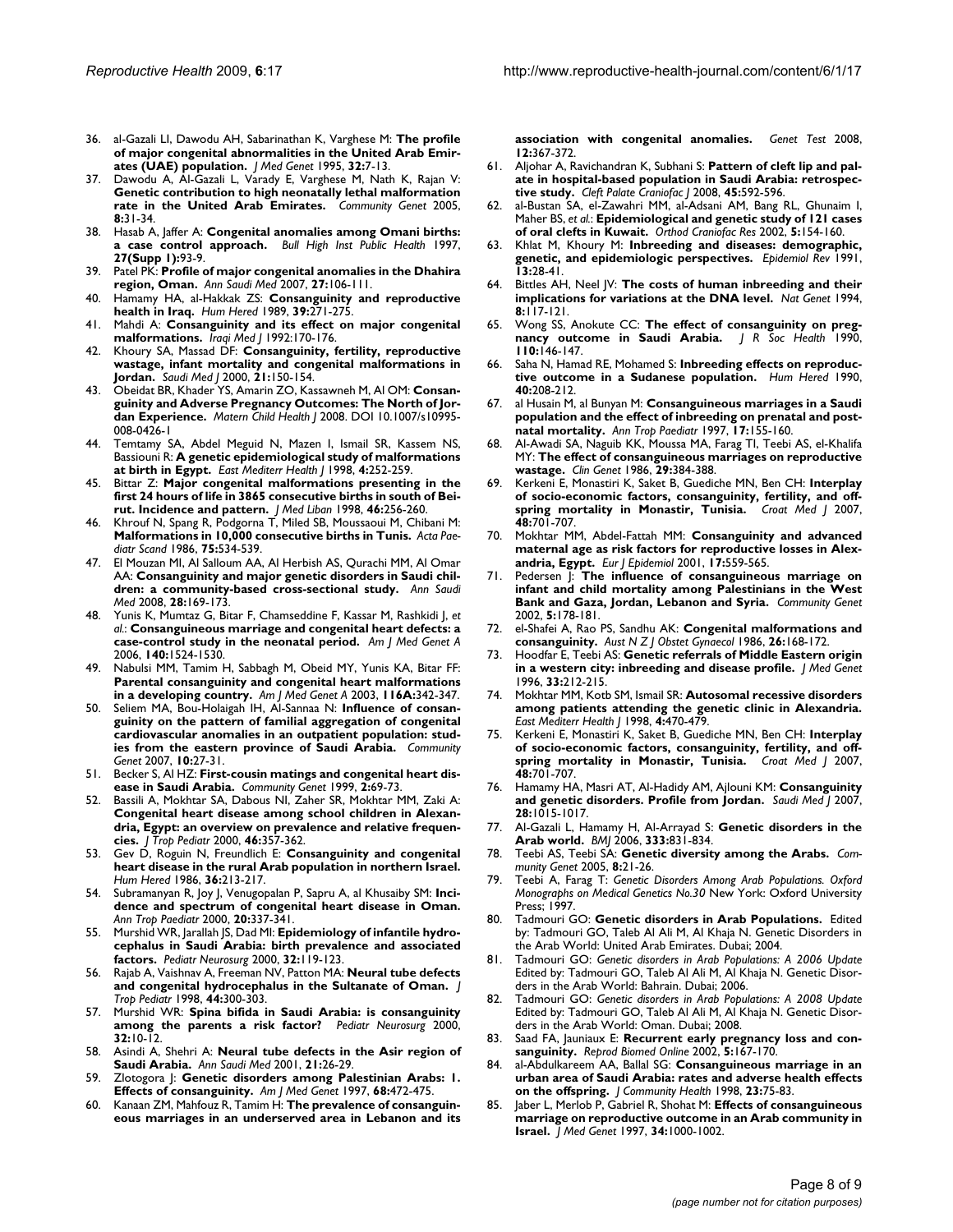36. al-Gazali LI, Dawodu AH, Sabarinathan K, Varghese M: **The profile of major congenital abnormalities in the United Arab Emirates (UAE) population.** *J Med Genet* 1995, **32:**7-13.
37. Dawodu A, Al-Gazali L, Varady E, Varghese M, Nath K, Rajan V: **Genetic contribution to high neonatally lethal malformation rate in the United Arab Emirates.** *Community Genet* 2005, **8:**31-34.
38. Hasab A, Jaffer A: **Congenital anomalies among Omani births: a case control approach.** *Bull High Inst Public Health* 1997, **27(Supp 1):**93-9.
39. Patel PK: **Profile of major congenital anomalies in the Dhahira region, Oman.** *Ann Saudi Med* 2007, **27:**106-111.
40. Hamamy HA, al-Hakkak ZS: **Consanguinity and reproductive health in Iraq.** *Hum Hered* 1989, **39:**271-275.
41. Mahdi A: **Consanguinity and its effect on major congenital malformations.** *Iraqi Med J* 1992:170-176.
42. Khoury SA, Massad DF: **Consanguinity, fertility, reproductive wastage, infant mortality and congenital malformations in Jordan.** *Saudi Med J* 2000, **21:**150-154.
43. Obeidat BR, Khader YS, Amarin ZO, Kassawneh M, Al OM: **Consanguinity and Adverse Pregnancy Outcomes: The North of Jordan Experience.** *Matern Child Health J* 2008. DOI 10.1007/s10995-008-0426-1
44. Temtamy SA, Abdel Meguid N, Mazen I, Ismail SR, Kassem NS, Bassiouni R: **A genetic epidemiological study of malformations at birth in Egypt.** *East Mediterr Health J* 1998, **4:**252-259.
45. Bittar Z: **Major congenital malformations presenting in the first 24 hours of life in 3865 consecutive births in south of Beirut. Incidence and pattern.** *J Med Liban* 1998, **46:**256-260.
46. Khrouf N, Spang R, Podgorna T, Miled SB, Moussaoui M, Chibani M: **Malformations in 10,000 consecutive births in Tunis.** *Acta Paediatr Scand* 1986, **75:**534-539.
47. El Mouzan MI, Al Salloum AA, Al Herbish AS, Qurachi MM, Al Omar AA: **Consanguinity and major genetic disorders in Saudi children: a community-based cross-sectional study.** *Ann Saudi Med* 2008, **28:**169-173.
48. Yunis K, Mumtaz G, Bitar F, Chamseddine F, Kassar M, Rashkidi J, *et al.*: **Consanguineous marriage and congenital heart defects: a case-control study in the neonatal period.** *Am J Med Genet A* 2006, **140:**1524-1530.
49. Nabulsi MM, Tamim H, Sabbagh M, Obeid MY, Yunis KA, Bitar FF: **Parental consanguinity and congenital heart malformations in a developing country.** *Am J Med Genet A* 2003, **116A:**342-347.
50. Seliem MA, Bou-Holaigah IH, Al-Sannaa N: **Influence of consanguinity on the pattern of familial aggregation of congenital cardiovascular anomalies in an outpatient population: studies from the eastern province of Saudi Arabia.** *Community Genet* 2007, **10:**27-31.
51. Becker S, Al HZ: **First-cousin matings and congenital heart disease in Saudi Arabia.** *Community Genet* 1999, **2:**69-73.
52. Bassili A, Mokhtar SA, Dabous NI, Zaher SR, Mokhtar MM, Zaki A: **Congenital heart disease among school children in Alexandria, Egypt: an overview on prevalence and relative frequencies.** *J Trop Pediatr* 2000, **46:**357-362.
53. Gev D, Roguin N, Freundlich E: **Consanguinity and congenital heart disease in the rural Arab population in northern Israel.** *Hum Hered* 1986, **36:**213-217.
54. Subramanyan R, Joy J, Venugopalan P, Sapru A, al Khusaiby SM: **Incidence and spectrum of congenital heart disease in Oman.** *Ann Trop Paediatr* 2000, **20:**337-341.
55. Murshid WR, Jarallah JS, Dad MI: **Epidemiology of infantile hydrocephalus in Saudi Arabia: birth prevalence and associated factors.** *Pediatr Neurosurg* 2000, **32:**119-123.
56. Rajab A, Vaishnav A, Freeman NV, Patton MA: **Neural tube defects and congenital hydrocephalus in the Sultanate of Oman.** *J Trop Pediatr* 1998, **44:**300-303.
57. Murshid WR: **Spina bifida in Saudi Arabia: is consanguinity among the parents a risk factor?** *Pediatr Neurosurg* 2000, **32:**10-12.
58. Asindi A, Shehri A: **Neural tube defects in the Asir region of Saudi Arabia.** *Ann Saudi Med* 2001, **21:**26-29.
59. Zlotogora J: **Genetic disorders among Palestinian Arabs: 1. Effects of consanguinity.** *Am J Med Genet* 1997, **68:**472-475.
60. Kanaan ZM, Mahfouz R, Tamim H: **The prevalence of consanguineous marriages in an underserved area in Lebanon and its association with congenital anomalies.** *Genet Test* 2008, **12:**367-372.
61. Aljohar A, Ravichandran K, Subhani S: **Pattern of cleft lip and palate in hospital-based population in Saudi Arabia: retrospective study.** *Cleft Palate Craniofac J* 2008, **45:**592-596.
62. al-Bustan SA, el-Zawahri MM, al-Adsani AM, Bang RL, Ghunaim I, Maher BS, *et al.*: **Epidemiological and genetic study of 121 cases of oral clefts in Kuwait.** *Orthod Craniofac Res* 2002, **5:**154-160.
63. Khlat M, Khoury M: **Inbreeding and diseases: demographic, genetic, and epidemiologic perspectives.** *Epidemiol Rev* 1991, **13:**28-41.
64. Bittles AH, Neel JV: **The costs of human inbreeding and their implications for variations at the DNA level.** *Nat Genet* 1994, **8:**117-121.
65. Wong SS, Anokute CC: **The effect of consanguinity on pregnancy outcome in Saudi Arabia.** *J R Soc Health* 1990, **110:**146-147.
66. Saha N, Hamad RE, Mohamed S: **Inbreeding effects on reproductive outcome in a Sudanese population.** *Hum Hered* 1990, **40:**208-212.
67. al Husain M, al Bunyan M: **Consanguineous marriages in a Saudi population and the effect of inbreeding on prenatal and postnatal mortality.** *Ann Trop Paediatr* 1997, **17:**155-160.
68. Al-Awadi SA, Naguib KK, Moussa MA, Farag TI, Teebi AS, el-Khalifa MY: **The effect of consanguineous marriages on reproductive wastage.** *Clin Genet* 1986, **29:**384-388.
69. Kerkeni E, Monastiri K, Saket B, Guediche MN, Ben CH: **Interplay of socio-economic factors, consanguinity, fertility, and offspring mortality in Monastir, Tunisia.** *Croat Med J* 2007, **48:**701-707.
70. Mokhtar MM, Abdel-Fattah MM: **Consanguinity and advanced maternal age as risk factors for reproductive losses in Alexandria, Egypt.** *Eur J Epidemiol* 2001, **17:**559-565.
71. Pedersen J: **The influence of consanguineous marriage on infant and child mortality among Palestinians in the West Bank and Gaza, Jordan, Lebanon and Syria.** *Community Genet* 2002, **5:**178-181.
72. el-Shafei A, Rao PS, Sandhu AK: **Congenital malformations and consanguinity.** *Aust N Z J Obstet Gynaecol* 1986, **26:**168-172.
73. Hoodfar E, Teebi AS: **Genetic referrals of Middle Eastern origin in a western city: inbreeding and disease profile.** *J Med Genet* 1996, **33:**212-215.
74. Mokhtar MM, Kotb SM, Ismail SR: **Autosomal recessive disorders among patients attending the genetic clinic in Alexandria.** *East Mediterr Health J* 1998, **4:**470-479.
75. Kerkeni E, Monastiri K, Saket B, Guediche MN, Ben CH: **Interplay of socio-economic factors, consanguinity, fertility, and offspring mortality in Monastir, Tunisia.** *Croat Med J* 2007, **48:**701-707.
76. Hamamy HA, Masri AT, Al-Hadidy AM, Ajlouni KM: **Consanguinity and genetic disorders. Profile from Jordan.** *Saudi Med J* 2007, **28:**1015-1017.
77. Al-Gazali L, Hamamy H, Al-Arrayad S: **Genetic disorders in the Arab world.** *BMJ* 2006, **333:**831-834.
78. Teebi AS, Teebi SA: **Genetic diversity among the Arabs.** *Community Genet* 2005, **8:**21-26.
79. Teebi A, Farag T: *Genetic Disorders Among Arab Populations. Oxford Monographs on Medical Genetics No.30* New York: Oxford University Press; 1997.
80. Tadmouri GO: **Genetic disorders in Arab Populations.** Edited by: Tadmouri GO, Taleb Al Ali M, Al Khaja N. Genetic Disorders in the Arab World: United Arab Emirates. Dubai; 2004.
81. Tadmouri GO: *Genetic disorders in Arab Populations: A 2006 Update* Edited by: Tadmouri GO, Taleb Al Ali M, Al Khaja N. Genetic Disorders in the Arab World: Bahrain. Dubai; 2006.
82. Tadmouri GO: *Genetic disorders in Arab Populations: A 2008 Update* Edited by: Tadmouri GO, Taleb Al Ali M, Al Khaja N. Genetic Disorders in the Arab World: Oman. Dubai; 2008.
83. Saad FA, Jauniaux E: **Recurrent early pregnancy loss and consanguinity.** *Reprod Biomed Online* 2002, **5:**167-170.
84. al-Abdulkareem AA, Ballal SG: **Consanguineous marriage in an urban area of Saudi Arabia: rates and adverse health effects on the offspring.** *J Community Health* 1998, **23:**75-83.
85. Jaber L, Merlob P, Gabriel R, Shohat M: **Effects of consanguineous marriage on reproductive outcome in an Arab community in Israel.** *J Med Genet* 1997, **34:**1000-1002.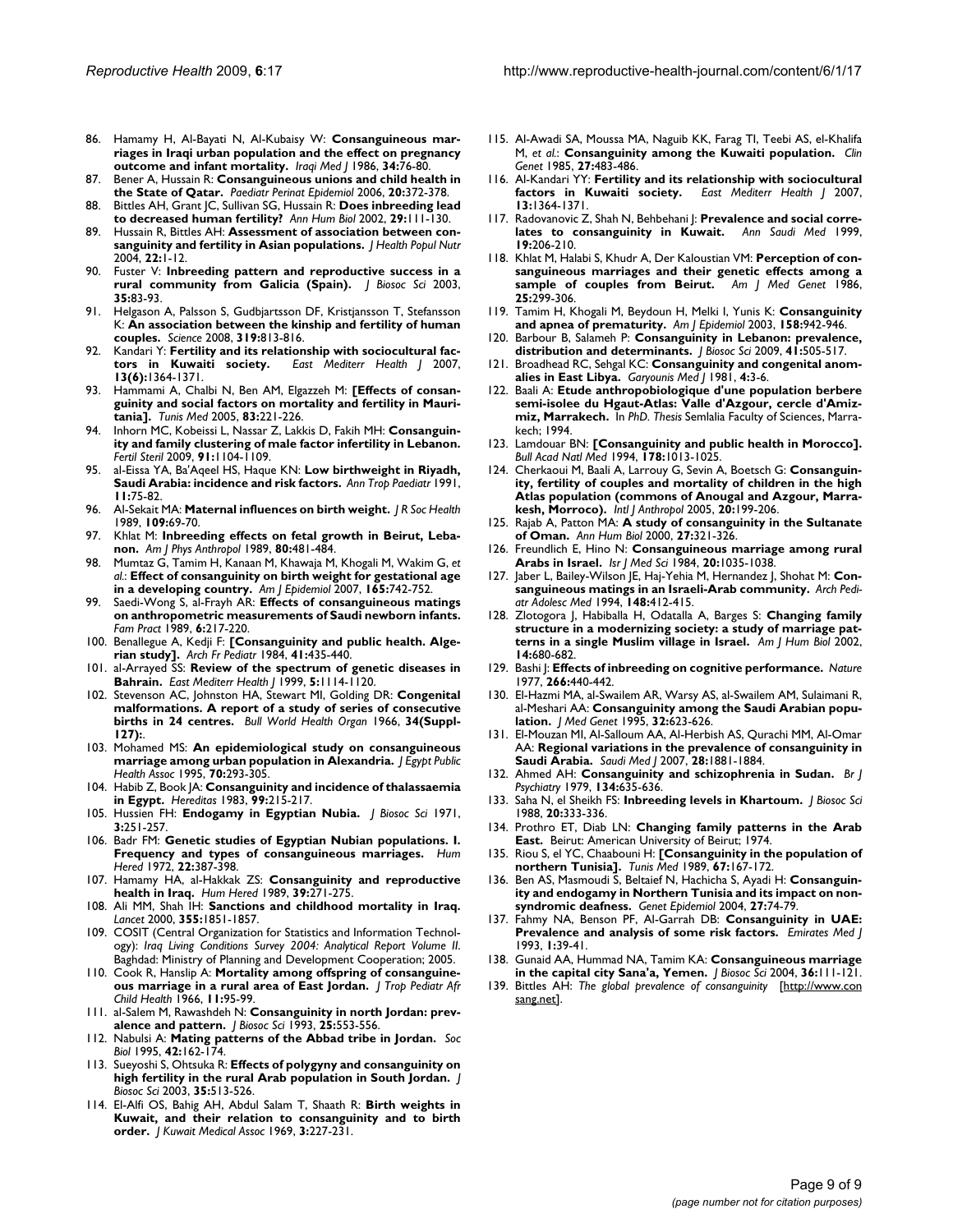86. Hamamy H, Al-Bayati N, Al-Kubaisy W: **Consanguineous marriages in Iraqi urban population and the effect on pregnancy outcome and infant mortality.** *Iraqi Med J* 1986, **34:**76-80.
87. Bener A, Hussain R: **Consanguineous unions and child health in the State of Qatar.** *Paediatr Perinat Epidemiol* 2006, **20:**372-378.
88. Bittles AH, Grant JC, Sullivan SG, Hussain R: **Does inbreeding lead to decreased human fertility?** *Ann Hum Biol* 2002, **29:**111-130.
89. Hussain R, Bittles AH: **Assessment of association between consanguinity and fertility in Asian populations.** *J Health Popul Nutr* 2004, **22:**1-12.
90. Fuster V: **Inbreeding pattern and reproductive success in a rural community from Galicia (Spain).** *J Biosoc Sci* 2003, **35:**83-93.
91. Helgason A, Palsson S, Gudbjartsson DF, Kristjansson T, Stefansson K: **An association between the kinship and fertility of human couples.** *Science* 2008, **319:**813-816.
92. Kandari Y: **Fertility and its relationship with sociocultural factors in Kuwaiti society.** *East Mediterr Health J* 2007, **13(6):**1364-1371.
93. Hammami A, Chalbi N, Ben AM, Elgazzeh M: **[Effects of consanguinity and social factors on mortality and fertility in Mauritania].** *Tunis Med* 2005, **83:**221-226.
94. Inhorn MC, Kobeissi L, Nassar Z, Lakkis D, Fakih MH: **Consanguinity and family clustering of male factor infertility in Lebanon.** *Fertil Steril* 2009, **91:**1104-1109.
95. al-Eissa YA, Ba'Aqeel HS, Haque KN: **Low birthweight in Riyadh, Saudi Arabia: incidence and risk factors.** *Ann Trop Paediatr* 1991, **11:**75-82.
96. Al-Sekait MA: **Maternal influences on birth weight.** *J R Soc Health* 1989, **109:**69-70.
97. Khlat M: **Inbreeding effects on fetal growth in Beirut, Lebanon.** *Am J Phys Anthropol* 1989, **80:**481-484.
98. Mumtaz G, Tamim H, Kanaan M, Khawaja M, Khogali M, Wakim G, *et al.*: **Effect of consanguinity on birth weight for gestational age in a developing country.** *Am J Epidemiol* 2007, **165:**742-752.
99. Saedi-Wong S, al-Frayh AR: **Effects of consanguineous matings on anthropometric measurements of Saudi newborn infants.** *Fam Pract* 1989, **6:**217-220.
100. Benallegue A, Kedji F: **[Consanguinity and public health. Algerian study].** *Arch Fr Pediatr* 1984, **41:**435-440.
101. al-Arrayed SS: **Review of the spectrum of genetic diseases in Bahrain.** *East Mediterr Health J* 1999, **5:**1114-1120.
102. Stevenson AC, Johnston HA, Stewart MI, Golding DR: **Congenital malformations. A report of a study of series of consecutive births in 24 centres.** *Bull World Health Organ* 1966, **34(Suppl-127):**.
103. Mohamed MS: **An epidemiological study on consanguineous marriage among urban population in Alexandria.** *J Egypt Public Health Assoc* 1995, **70:**293-305.
104. Habib Z, Book JA: **Consanguinity and incidence of thalassaemia in Egypt.** *Hereditas* 1983, **99:**215-217.
105. Hussien FH: **Endogamy in Egyptian Nubia.** *J Biosoc Sci* 1971, **3:**251-257.
106. Badr FM: **Genetic studies of Egyptian Nubian populations. I. Frequency and types of consanguineous marriages.** *Hum Hered* 1972, **22:**387-398.
107. Hamamy HA, al-Hakkak ZS: **Consanguinity and reproductive health in Iraq.** *Hum Hered* 1989, **39:**271-275.
108. Ali MM, Shah IH: **Sanctions and childhood mortality in Iraq.** *Lancet* 2000, **355:**1851-1857.
109. COSIT (Central Organization for Statistics and Information Technology): *Iraq Living Conditions Survey 2004: Analytical Report Volume II.* Baghdad: Ministry of Planning and Development Cooperation; 2005.
110. Cook R, Hanslip A: **Mortality among offspring of consanguineous marriage in a rural area of East Jordan.** *J Trop Pediatr Afr Child Health* 1966, **11:**95-99.
111. al-Salem M, Rawashdeh N: **Consanguinity in north Jordan: prevalence and pattern.** *J Biosoc Sci* 1993, **25:**553-556.
112. Nabulsi A: **Mating patterns of the Abbad tribe in Jordan.** *Soc Biol* 1995, **42:**162-174.
113. Sueyoshi S, Ohtsuka R: **Effects of polygyny and consanguinity on high fertility in the rural Arab population in South Jordan.** *J Biosoc Sci* 2003, **35:**513-526.
114. El-Alfi OS, Bahig AH, Abdul Salam T, Shaath R: **Birth weights in Kuwait, and their relation to consanguinity and to birth order.** *J Kuwait Medical Assoc* 1969, **3:**227-231.
115. Al-Awadi SA, Moussa MA, Naguib KK, Farag TI, Teebi AS, el-Khalifa M, *et al.*: **Consanguinity among the Kuwaiti population.** *Clin Genet* 1985, **27:**483-486.
116. Al-Kandari YY: **Fertility and its relationship with sociocultural factors in Kuwaiti society.** *East Mediterr Health J* 2007, **13:**1364-1371.
117. Radovanovic Z, Shah N, Behbehani J: **Prevalence and social correlates to consanguinity in Kuwait.** *Ann Saudi Med* 1999, **19:**206-210.
118. Khlat M, Halabi S, Khudr A, Der Kaloustian VM: **Perception of consanguineous marriages and their genetic effects among a sample of couples from Beirut.** *Am J Med Genet* 1986, **25:**299-306.
119. Tamim H, Khogali M, Beydoun H, Melki I, Yunis K: **Consanguinity and apnea of prematurity.** *Am J Epidemiol* 2003, **158:**942-946.
120. Barbour B, Salameh P: **Consanguinity in Lebanon: prevalence, distribution and determinants.** *J Biosoc Sci* 2009, **41:**505-517.
121. Broadhead RC, Sehgal KC: **Consanguinity and congenital anomalies in East Libya.** *Garyounis Med J* 1981, **4:**3-6.
122. Baali A: **Etude anthropobiologique d'une population berbere semi-isolee du Hgaut-Atlas: Valle d'Azgour, cercle d'Amizmiz, Marrakech.** In *PhD. Thesis* Semlalia Faculty of Sciences, Marrakech; 1994.
123. Lamdouar BN: **[Consanguinity and public health in Morocco].** *Bull Acad Natl Med* 1994, **178:**1013-1025.
124. Cherkaoui M, Baali A, Larrouy G, Sevin A, Boetsch G: **Consanguinity, fertility of couples and mortality of children in the high Atlas population (commons of Anougal and Azgour, Marrakesh, Morroco).** *Intl J Anthropol* 2005, **20:**199-206.
125. Rajab A, Patton MA: **A study of consanguinity in the Sultanate of Oman.** *Ann Hum Biol* 2000, **27:**321-326.
126. Freundlich E, Hino N: **Consanguineous marriage among rural Arabs in Israel.** *Isr J Med Sci* 1984, **20:**1035-1038.
127. Jaber L, Bailey-Wilson JE, Haj-Yehia M, Hernandez J, Shohat M: **Consanguineous matings in an Israeli-Arab community.** *Arch Pediatr Adolesc Med* 1994, **148:**412-415.
128. Zlotogora J, Habiballa H, Odatalla A, Barges S: **Changing family structure in a modernizing society: a study of marriage patterns in a single Muslim village in Israel.** *Am J Hum Biol* 2002, **14:**680-682.
129. Bashi J: **Effects of inbreeding on cognitive performance.** *Nature* 1977, **266:**440-442.
130. El-Hazmi MA, al-Swailem AR, Warsy AS, al-Swailem AM, Sulaimani R, al-Meshari AA: **Consanguinity among the Saudi Arabian population.** *J Med Genet* 1995, **32:**623-626.
131. El-Mouzan MI, Al-Salloum AA, Al-Herbish AS, Qurachi MM, Al-Omar AA: **Regional variations in the prevalence of consanguinity in Saudi Arabia.** *Saudi Med J* 2007, **28:**1881-1884.
132. Ahmed AH: **Consanguinity and schizophrenia in Sudan.** *Br J Psychiatry* 1979, **134:**635-636.
133. Saha N, el Sheikh FS: **Inbreeding levels in Khartoum.** *J Biosoc Sci* 1988, **20:**333-336.
134. Prothro ET, Diab LN: **Changing family patterns in the Arab East.** Beirut: American University of Beirut; 1974.
135. Riou S, el YC, Chaabouni H: **[Consanguinity in the population of northern Tunisia].** *Tunis Med* 1989, **67:**167-172.
136. Ben AS, Masmoudi S, Beltaief N, Hachicha S, Ayadi H: **Consanguinity and endogamy in Northern Tunisia and its impact on non-syndromic deafness.** *Genet Epidemiol* 2004, **27:**74-79.
137. Fahmy NA, Benson PF, Al-Garrah DB: **Consanguinity in UAE: Prevalence and analysis of some risk factors.** *Emirates Med J* 1993, **1:**39-41.
138. Gunaid AA, Hummad NA, Tamim KA: **Consanguineous marriage in the capital city Sana'a, Yemen.** *J Biosoc Sci* 2004, **36:**111-121.
139. Bittles AH: *The global prevalence of consanguinity* [http://www.consang.net].